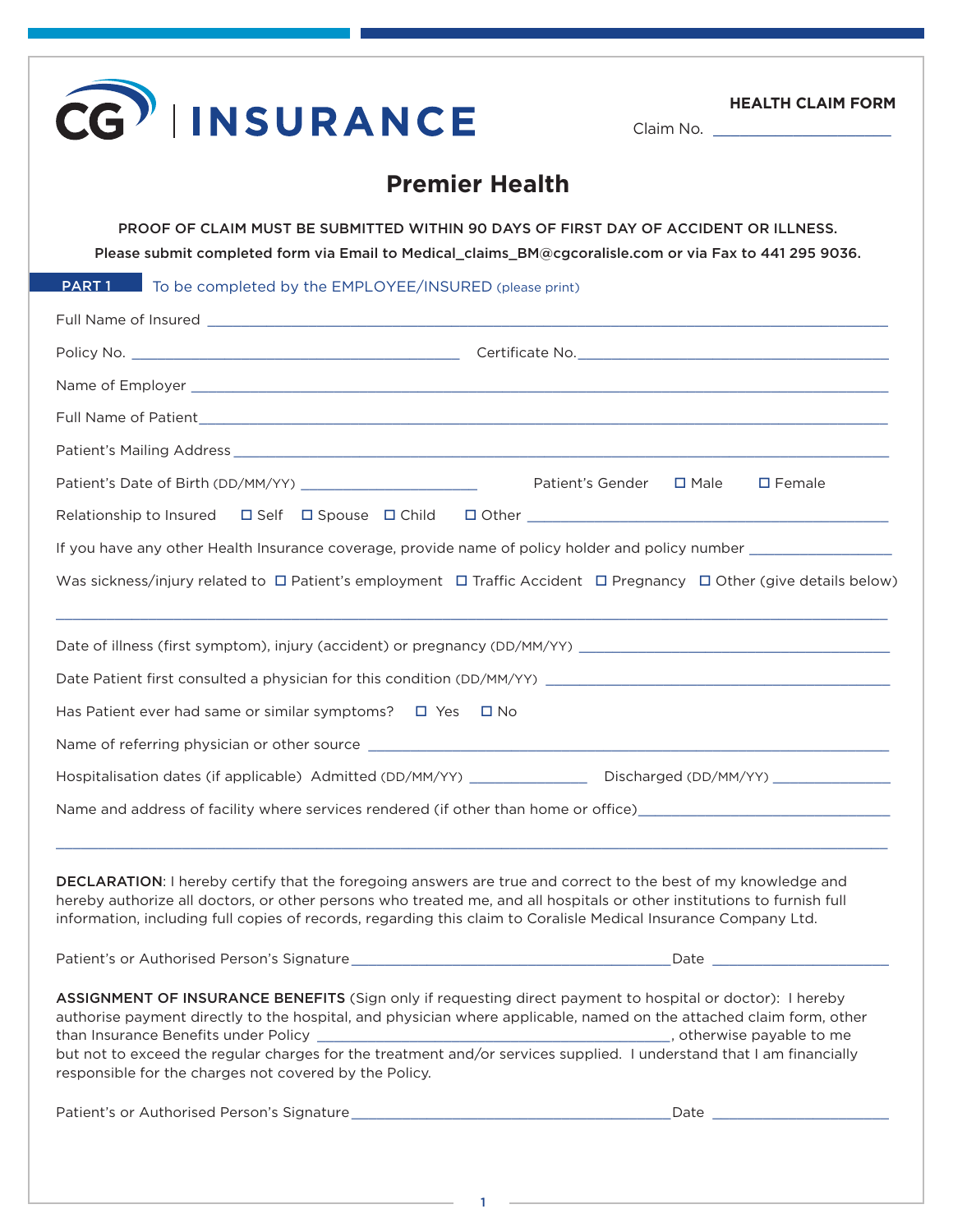**CG | INSURANCE**

**HEALTH CLAIM FORM**

Claim No. ____________________

# Premier Health

**PROOF OF CLAIM MUST BE SUBMITTED WITHIN 90 DAYS OF FIRST DAY OF ACCIDENT OR ILLNESS.**

**Please submit completed form via Email to Medical_claims_BM@cgcoralisle.com or via Fax to 441 295 9036.**

## PART 1 To be completed by the EMPLOYEE/INSURED (please print)

Full Name of Insured ____________________________________________

Policy No. ______________________ Certificate No. ______________________

Name of Employer ____________________________________________

Full Name of Patient ____________________________________________

Patient's Mailing Address ____________________________________________

Patient's Date of Birth (DD/MM/YY) ______________ Patient's Gender ☐ Male ☐ Female

Relationship to Insured ☐ Self ☐ Spouse ☐ Child ☐ Other ______________________

If you have any other Health Insurance coverage, provide name of policy holder and policy number ______________

Was sickness/injury related to ☐ Patient's employment ☐ Traffic Accident ☐ Pregnancy ☐ Other (give details below)

____________________________________________

Date of illness (first symptom), injury (accident) or pregnancy (DD/MM/YY) ______________________

Date Patient first consulted a physician for this condition (DD/MM/YY) ______________________

Has Patient ever had same or similar symptoms? ☐ Yes ☐ No

Name of referring physician or other source ____________________________________________

Hospitalisation dates (if applicable) Admitted (DD/MM/YY) ______________ Discharged (DD/MM/YY) ______________

Name and address of facility where services rendered (if other than home or office) ______________________

____________________________________________

**DECLARATION**: I hereby certify that the foregoing answers are true and correct to the best of my knowledge and hereby authorize all doctors, or other persons who treated me, and all hospitals or other institutions to furnish full information, including full copies of records, regarding this claim to Coralisle Medical Insurance Company Ltd.

Patient's or Authorised Person's Signature ______________________ Date ______________

**ASSIGNMENT OF INSURANCE BENEFITS** (Sign only if requesting direct payment to hospital or doctor): I hereby authorise payment directly to the hospital, and physician where applicable, named on the attached claim form, other than Insurance Benefits under Policy ______________________, otherwise payable to me but not to exceed the regular charges for the treatment and/or services supplied. I understand that I am financially responsible for the charges not covered by the Policy.

Patient's or Authorised Person's Signature ______________________ Date ______________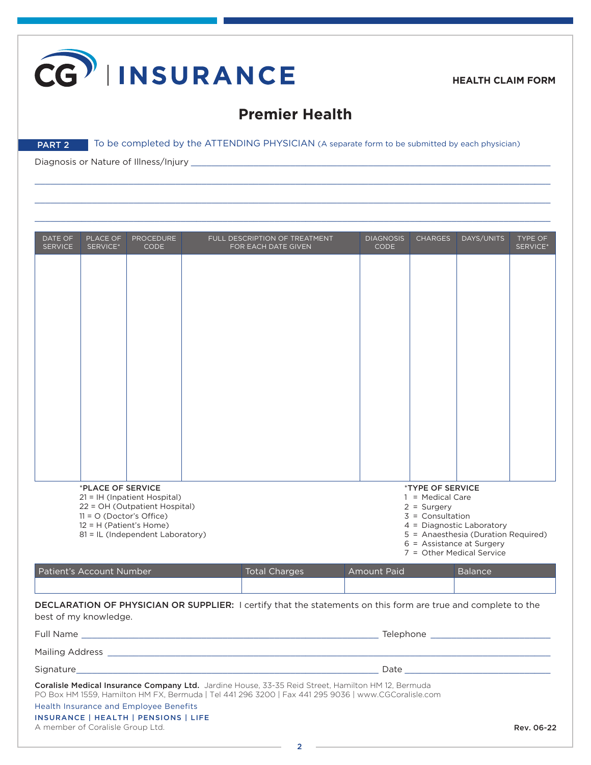# CG | INSURANCE

**HEALTH CLAIM FORM**

## Premier Health

**PART 2** To be completed by the ATTENDING PHYSICIAN (A separate form to be submitted by each physician)

Diagnosis or Nature of Illness/Injury ______________________________________________

______________________________________________

______________________________________________

______________________________________________

| DATE OF SERVICE | PLACE OF SERVICE* | PROCEDURE CODE | FULL DESCRIPTION OF TREATMENT FOR EACH DATE GIVEN | DIAGNOSIS CODE | CHARGES | DAYS/UNITS | TYPE OF SERVICE* |
|---|---|---|---|---|---|---|---|
| | | | | | | | |

*PLACE OF SERVICE
- 21 = IH (Inpatient Hospital)
- 22 = OH (Outpatient Hospital)
- 11 = O (Doctor's Office)
- 12 = H (Patient's Home)
- 81 = IL (Independent Laboratory)

*TYPE OF SERVICE
- 1 = Medical Care
- 2 = Surgery
- 3 = Consultation
- 4 = Diagnostic Laboratory
- 5 = Anaesthesia (Duration Required)
- 6 = Assistance at Surgery
- 7 = Other Medical Service

| Patient's Account Number | Total Charges | Amount Paid | Balance |
|---|---|---|---|
| | | | |

**DECLARATION OF PHYSICIAN OR SUPPLIER:** I certify that the statements on this form are true and complete to the best of my knowledge.

Full Name ______________________________ Telephone ______________

Mailing Address ______________________________________________

Signature______________________________ Date ______________

**Coralisle Medical Insurance Company Ltd.** Jardine House, 33-35 Reid Street, Hamilton HM 12, Bermuda
PO Box HM 1559, Hamilton HM FX, Bermuda | Tel 441 296 3200 | Fax 441 295 9036 | www.CGCoralisle.com

Health Insurance and Employee Benefits

INSURANCE | HEALTH | PENSIONS | LIFE

A member of Coralisle Group Ltd.

Rev. 06-22